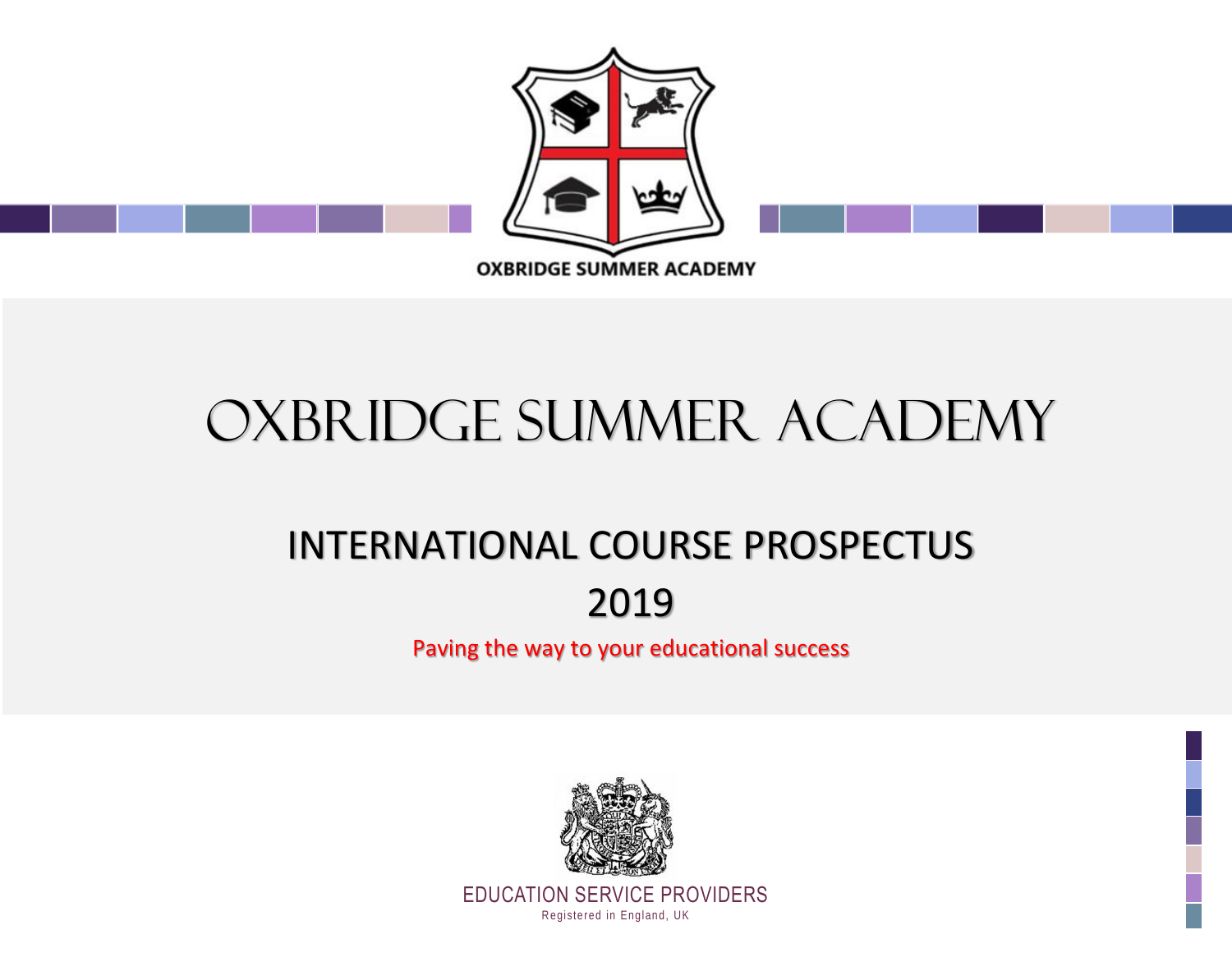OXBRIDGE SUMMER ACADEMY

# OXBRIDGE SUMMER ACADEMY

## INTERNATIONAL COURSE PROSPECTUS

## 2019

Paving the way to your educational success

EDUCATION SERVICE PROVIDERS

Registered in England, UK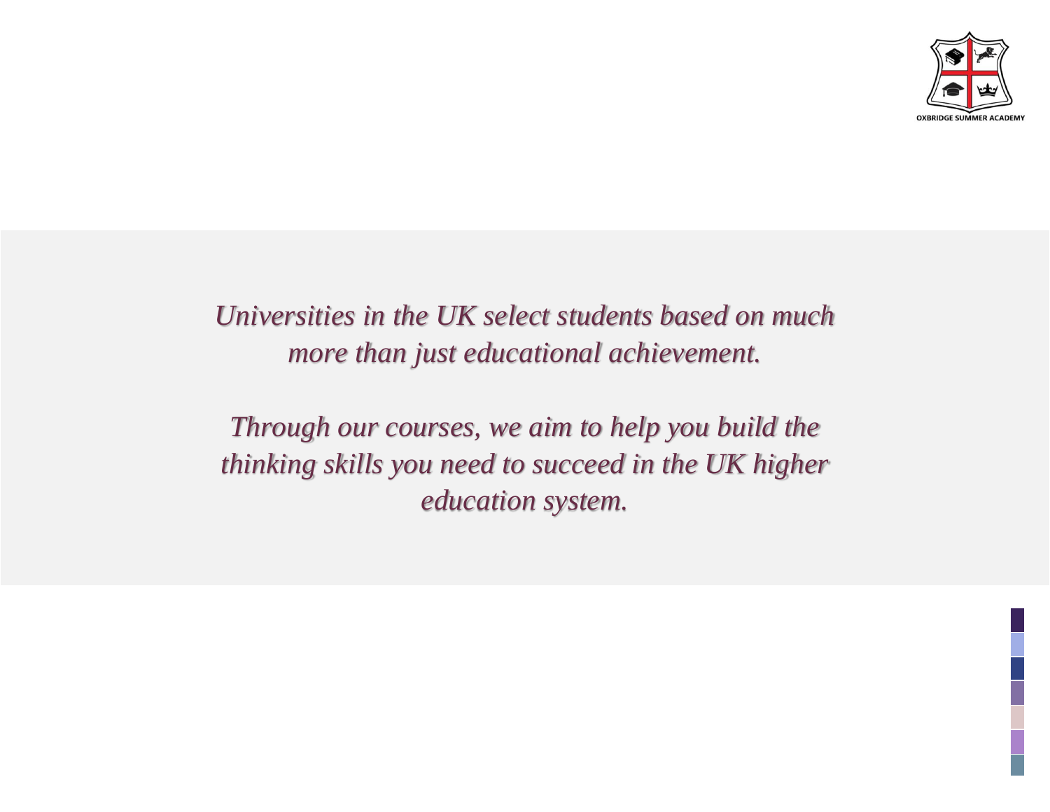*Universities in the UK select students based on much more than just educational achievement.*

*Through our courses, we aim to help you build the thinking skills you need to succeed in the UK higher education system.*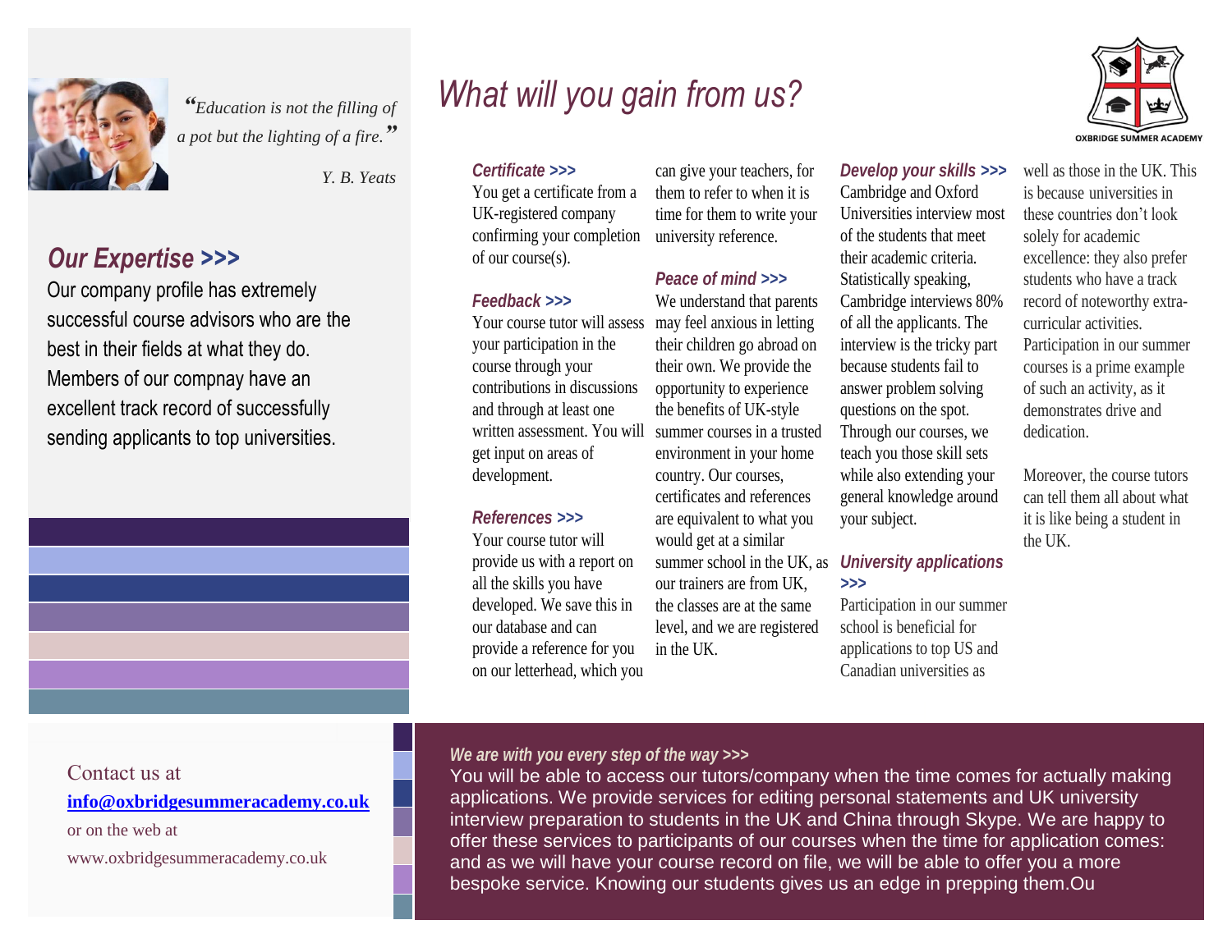*"Education is not the filling of a pot but the lighting of a fire."*

*Y. B. Yeats*

## *Our Expertise >>>*

Our company profile has extremely successful course advisors who are the best in their fields at what they do. Members of our compnay have an excellent track record of successfully sending applicants to top universities.

# *What will you gain from us?*

OXBRIDGE SUMMER ACADEMY

### *Certificate >>>*

You get a certificate from a UK-registered company confirming your completion of our course(s).

### *Feedback >>>*

Your course tutor will assess your participation in the course through your contributions in discussions and through at least one written assessment. You will get input on areas of development.

### *References >>>*

Your course tutor will provide us with a report on all the skills you have developed. We save this in our database and can provide a reference for you on our letterhead, which you can give your teachers, for them to refer to when it is time for them to write your university reference.

### *Peace of mind >>>*

We understand that parents may feel anxious in letting their children go abroad on their own. We provide the opportunity to experience the benefits of UK-style summer courses in a trusted environment in your home country. Our courses, certificates and references are equivalent to what you would get at a similar summer school in the UK, as our trainers are from UK, the classes are at the same level, and we are registered in the UK.

### *Develop your skills >>>*

Cambridge and Oxford Universities interview most of the students that meet their academic criteria. Statistically speaking, Cambridge interviews 80% of all the applicants. The interview is the tricky part because students fail to answer problem solving questions on the spot. Through our courses, we teach you those skill sets while also extending your general knowledge around your subject.

### *University applications >>>*

Participation in our summer school is beneficial for applications to top US and Canadian universities as well as those in the UK. This is because universities in these countries don't look solely for academic excellence: they also prefer students who have a track record of noteworthy extra-curricular activities. Participation in our summer courses is a prime example of such an activity, as it demonstrates drive and dedication.

Moreover, the course tutors can tell them all about what it is like being a student in the UK.

Contact us at
**info@oxbridgesummeracademy.co.uk**
or on the web at
www.oxbridgesummeracademy.co.uk

### *We are with you every step of the way >>>*

You will be able to access our tutors/company when the time comes for actually making applications. We provide services for editing personal statements and UK university interview preparation to students in the UK and China through Skype. We are happy to offer these services to participants of our courses when the time for application comes: and as we will have your course record on file, we will be able to offer you a more bespoke service. Knowing our students gives us an edge in prepping them.Ou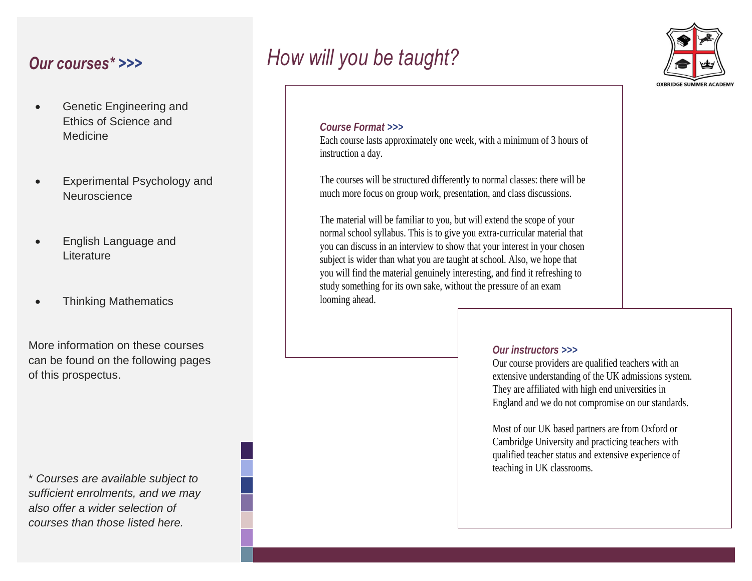## *Our courses* >>>*

- Genetic Engineering and Ethics of Science and Medicine
- Experimental Psychology and Neuroscience
- English Language and Literature
- Thinking Mathematics

More information on these courses can be found on the following pages of this prospectus.

*\* Courses are available subject to sufficient enrolments, and we may also offer a wider selection of courses than those listed here.*

# *How will you be taught?*

OXBRIDGE SUMMER ACADEMY

### *Course Format >>>*

Each course lasts approximately one week, with a minimum of 3 hours of instruction a day.

The courses will be structured differently to normal classes: there will be much more focus on group work, presentation, and class discussions.

The material will be familiar to you, but will extend the scope of your normal school syllabus. This is to give you extra-curricular material that you can discuss in an interview to show that your interest in your chosen subject is wider than what you are taught at school. Also, we hope that you will find the material genuinely interesting, and find it refreshing to study something for its own sake, without the pressure of an exam looming ahead.

### *Our instructors >>>*

Our course providers are qualified teachers with an extensive understanding of the UK admissions system. They are affiliated with high end universities in England and we do not compromise on our standards.

Most of our UK based partners are from Oxford or Cambridge University and practicing teachers with qualified teacher status and extensive experience of teaching in UK classrooms.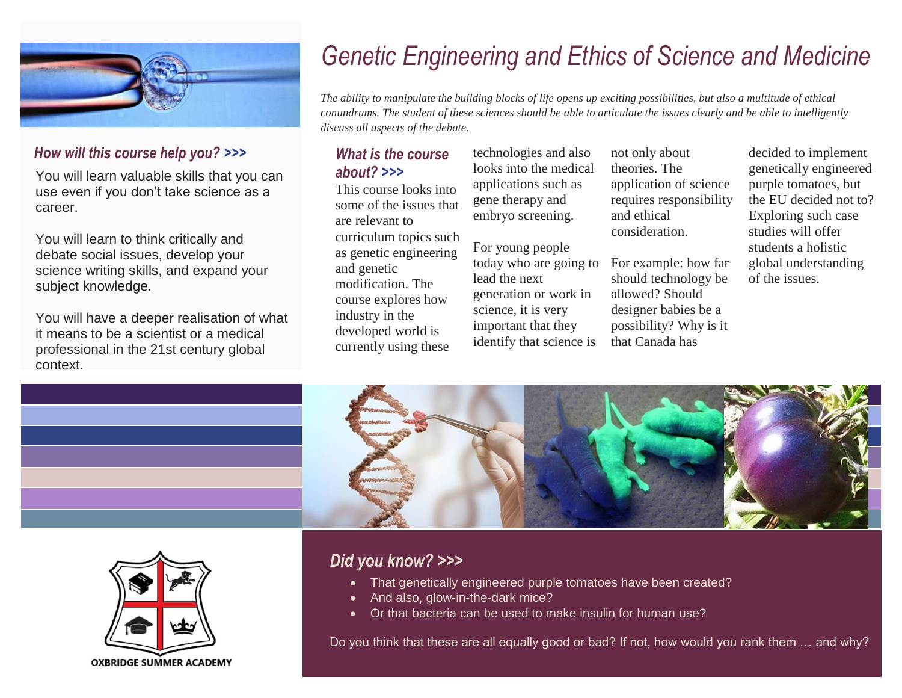# Genetic Engineering and Ethics of Science and Medicine

*The ability to manipulate the building blocks of life opens up exciting possibilities, but also a multitude of ethical conundrums. The student of these sciences should be able to articulate the issues clearly and be able to intelligently discuss all aspects of the debate.*

## How will this course help you? >>>

You will learn valuable skills that you can use even if you don't take science as a career.

You will learn to think critically and debate social issues, develop your science writing skills, and expand your subject knowledge.

You will have a deeper realisation of what it means to be a scientist or a medical professional in the 21st century global context.

## What is the course about? >>>

This course looks into some of the issues that are relevant to curriculum topics such as genetic engineering and genetic modification. The course explores how industry in the developed world is currently using these technologies and also looks into the medical applications such as gene therapy and embryo screening.

For young people today who are going to lead the next generation or work in science, it is very important that they identify that science is not only about theories. The application of science requires responsibility and ethical consideration.

For example: how far should technology be allowed? Should designer babies be a possibility? Why is it that Canada has decided to implement genetically engineered purple tomatoes, but the EU decided not to? Exploring such case studies will offer students a holistic global understanding of the issues.

## Did you know? >>>

- That genetically engineered purple tomatoes have been created?
- And also, glow-in-the-dark mice?
- Or that bacteria can be used to make insulin for human use?

Do you think that these are all equally good or bad? If not, how would you rank them … and why?

OXBRIDGE SUMMER ACADEMY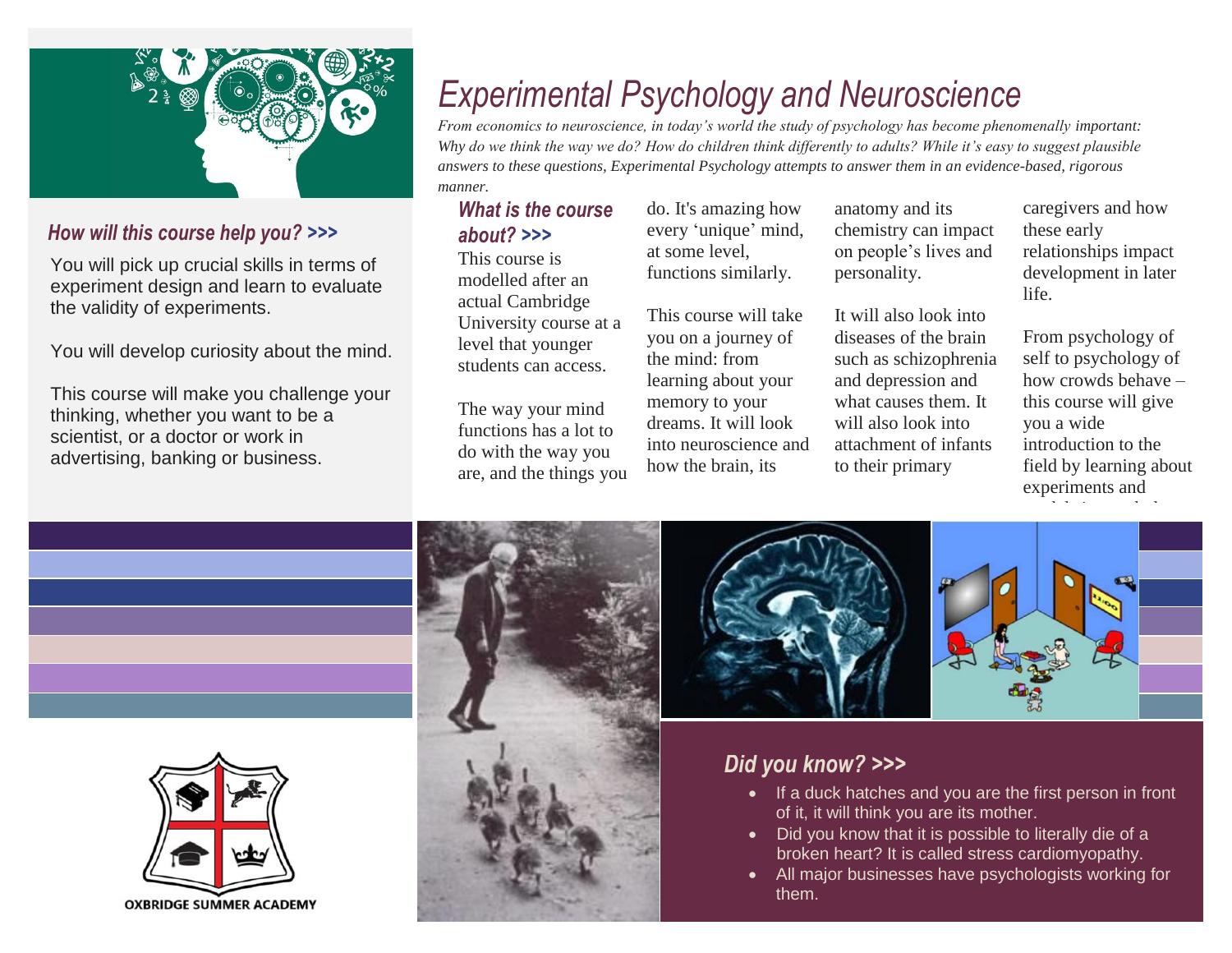# Experimental Psychology and Neuroscience

*From economics to neuroscience, in today's world the study of psychology has become phenomenally important: Why do we think the way we do? How do children think differently to adults? While it's easy to suggest plausible answers to these questions, Experimental Psychology attempts to answer them in an evidence-based, rigorous manner.*

## *How will this course help you? >>>*

You will pick up crucial skills in terms of experiment design and learn to evaluate the validity of experiments.

You will develop curiosity about the mind.

This course will make you challenge your thinking, whether you want to be a scientist, or a doctor or work in advertising, banking or business.

## *What is the course about? >>>*

This course is modelled after an actual Cambridge University course at a level that younger students can access.

The way your mind functions has a lot to do with the way you are, and the things you do. It's amazing how every 'unique' mind, at some level, functions similarly.

This course will take you on a journey of the mind: from learning about your memory to your dreams. It will look into neuroscience and how the brain, its anatomy and its chemistry can impact on people's lives and personality.

It will also look into diseases of the brain such as schizophrenia and depression and what causes them. It will also look into attachment of infants to their primary caregivers and how these early relationships impact development in later life.

From psychology of self to psychology of how crowds behave – this course will give you a wide introduction to the field by learning about experiments and

## *Did you know? >>>*

- If a duck hatches and you are the first person in front of it, it will think you are its mother.
- Did you know that it is possible to literally die of a broken heart? It is called stress cardiomyopathy.
- All major businesses have psychologists working for them.

OXBRIDGE SUMMER ACADEMY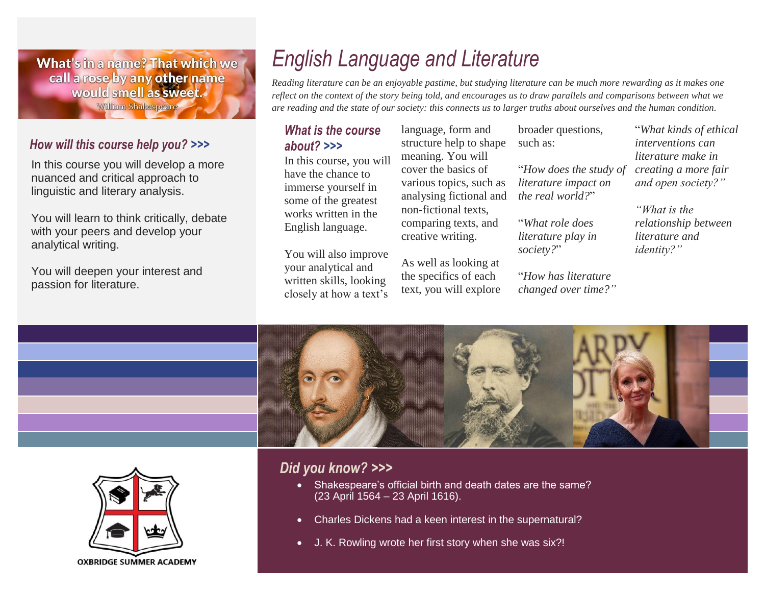What's in a name? That which we call a rose by any other name would smell as sweet.
William Shakespeare

# English Language and Literature

*Reading literature can be an enjoyable pastime, but studying literature can be much more rewarding as it makes one reflect on the context of the story being told, and encourages us to draw parallels and comparisons between what we are reading and the state of our society: this connects us to larger truths about ourselves and the human condition.*

### *How will this course help you? >>>*

In this course you will develop a more nuanced and critical approach to linguistic and literary analysis.

You will learn to think critically, debate with your peers and develop your analytical writing.

You will deepen your interest and passion for literature.

### *What is the course about? >>>*

In this course, you will have the chance to immerse yourself in some of the greatest works written in the English language.

You will also improve your analytical and written skills, looking closely at how a text's language, form and structure help to shape meaning. You will cover the basics of various topics, such as analysing fictional and non-fictional texts, comparing texts, and creative writing.

As well as looking at the specifics of each text, you will explore broader questions, such as:

"*How does the study of literature impact on the real world?*"

"*What role does literature play in society?*"

"*How has literature changed over time?"*

"*What kinds of ethical interventions can literature make in creating a more fair and open society?"*

*"What is the relationship between literature and identity?"*

### *Did you know? >>>*

- Shakespeare's official birth and death dates are the same? (23 April 1564 – 23 April 1616).
- Charles Dickens had a keen interest in the supernatural?
- J. K. Rowling wrote her first story when she was six?!

OXBRIDGE SUMMER ACADEMY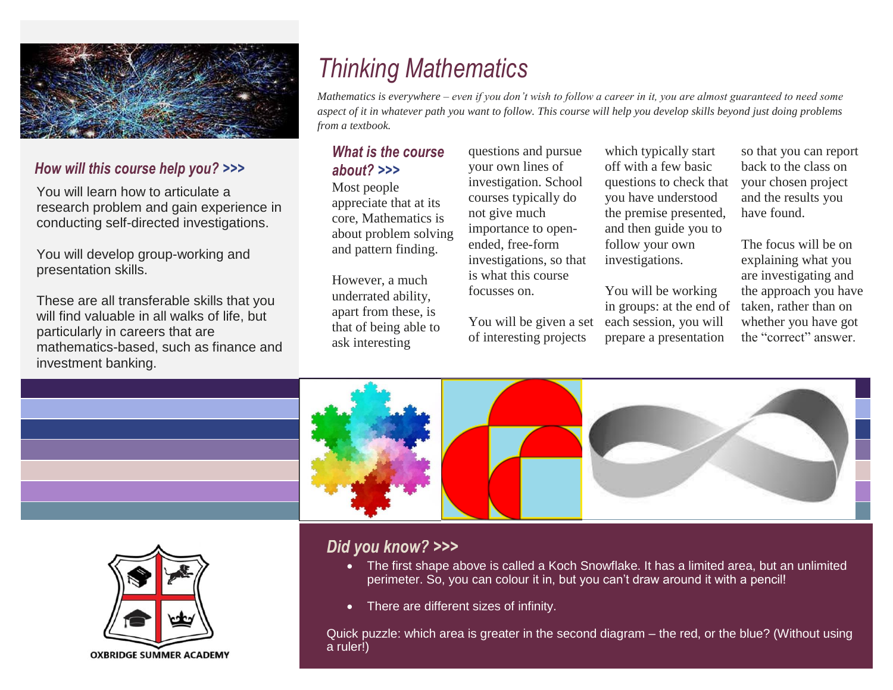# Thinking Mathematics

*Mathematics is everywhere – even if you don't wish to follow a career in it, you are almost guaranteed to need some aspect of it in whatever path you want to follow. This course will help you develop skills beyond just doing problems from a textbook.*

## *How will this course help you? >>>*

You will learn how to articulate a research problem and gain experience in conducting self-directed investigations.

You will develop group-working and presentation skills.

These are all transferable skills that you will find valuable in all walks of life, but particularly in careers that are mathematics-based, such as finance and investment banking.

## *What is the course about? >>>*

Most people appreciate that at its core, Mathematics is about problem solving and pattern finding.

However, a much underrated ability, apart from these, is that of being able to ask interesting questions and pursue your own lines of investigation. School courses typically do not give much importance to open-ended, free-form investigations, so that is what this course focusses on.

You will be given a set of interesting projects which typically start off with a few basic questions to check that you have understood the premise presented, and then guide you to follow your own investigations.

You will be working in groups: at the end of each session, you will prepare a presentation so that you can report back to the class on your chosen project and the results you have found.

The focus will be on explaining what you are investigating and the approach you have taken, rather than on whether you have got the "correct" answer.

## *Did you know? >>>*

- The first shape above is called a Koch Snowflake. It has a limited area, but an unlimited perimeter. So, you can colour it in, but you can't draw around it with a pencil!
- There are different sizes of infinity.

Quick puzzle: which area is greater in the second diagram – the red, or the blue? (Without using a ruler!)

OXBRIDGE SUMMER ACADEMY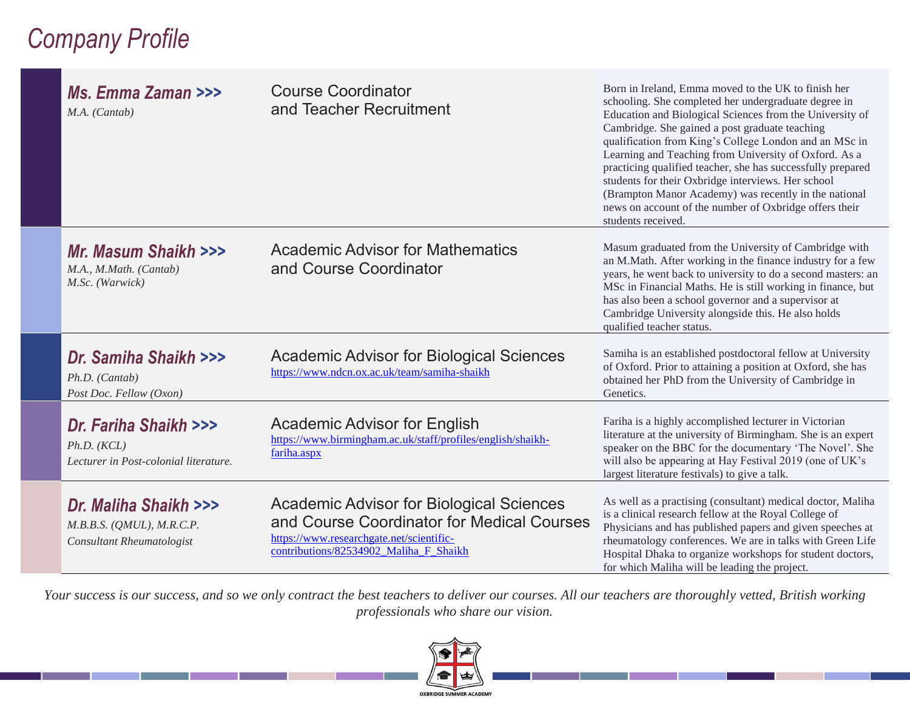# Company Profile

| Name | Role | Biography |
| --- | --- | --- |
| **Ms. Emma Zaman >>>** *M.A. (Cantab)* | Course Coordinator and Teacher Recruitment | Born in Ireland, Emma moved to the UK to finish her schooling. She completed her undergraduate degree in Education and Biological Sciences from the University of Cambridge. She gained a post graduate teaching qualification from King's College London and an MSc in Learning and Teaching from University of Oxford. As a practicing qualified teacher, she has successfully prepared students for their Oxbridge interviews. Her school (Brampton Manor Academy) was recently in the national news on account of the number of Oxbridge offers their students received. |
| **Mr. Masum Shaikh >>>** *M.A., M.Math. (Cantab)* *M.Sc. (Warwick)* | Academic Advisor for Mathematics and Course Coordinator | Masum graduated from the University of Cambridge with an M.Math. After working in the finance industry for a few years, he went back to university to do a second masters: an MSc in Financial Maths. He is still working in finance, but has also been a school governor and a supervisor at Cambridge University alongside this. He also holds qualified teacher status. |
| **Dr. Samiha Shaikh >>>** *Ph.D. (Cantab)* *Post Doc. Fellow (Oxon)* | Academic Advisor for Biological Sciences https://www.ndcn.ox.ac.uk/team/samiha-shaikh | Samiha is an established postdoctoral fellow at University of Oxford. Prior to attaining a position at Oxford, she has obtained her PhD from the University of Cambridge in Genetics. |
| **Dr. Fariha Shaikh >>>** *Ph.D. (KCL)* *Lecturer in Post-colonial literature.* | Academic Advisor for English https://www.birmingham.ac.uk/staff/profiles/english/shaikh-fariha.aspx | Fariha is a highly accomplished lecturer in Victorian literature at the university of Birmingham. She is an expert speaker on the BBC for the documentary 'The Novel'. She will also be appearing at Hay Festival 2019 (one of UK's largest literature festivals) to give a talk. |
| **Dr. Maliha Shaikh >>>** *M.B.B.S. (QMUL), M.R.C.P.* *Consultant Rheumatologist* | Academic Advisor for Biological Sciences and Course Coordinator for Medical Courses https://www.researchgate.net/scientific-contributions/82534902_Maliha_F_Shaikh | As well as a practising (consultant) medical doctor, Maliha is a clinical research fellow at the Royal College of Physicians and has published papers and given speeches at rheumatology conferences. We are in talks with Green Life Hospital Dhaka to organize workshops for student doctors, for which Maliha will be leading the project. |

*Your success is our success, and so we only contract the best teachers to deliver our courses. All our teachers are thoroughly vetted, British working professionals who share our vision.*

OXBRIDGE SUMMER ACADEMY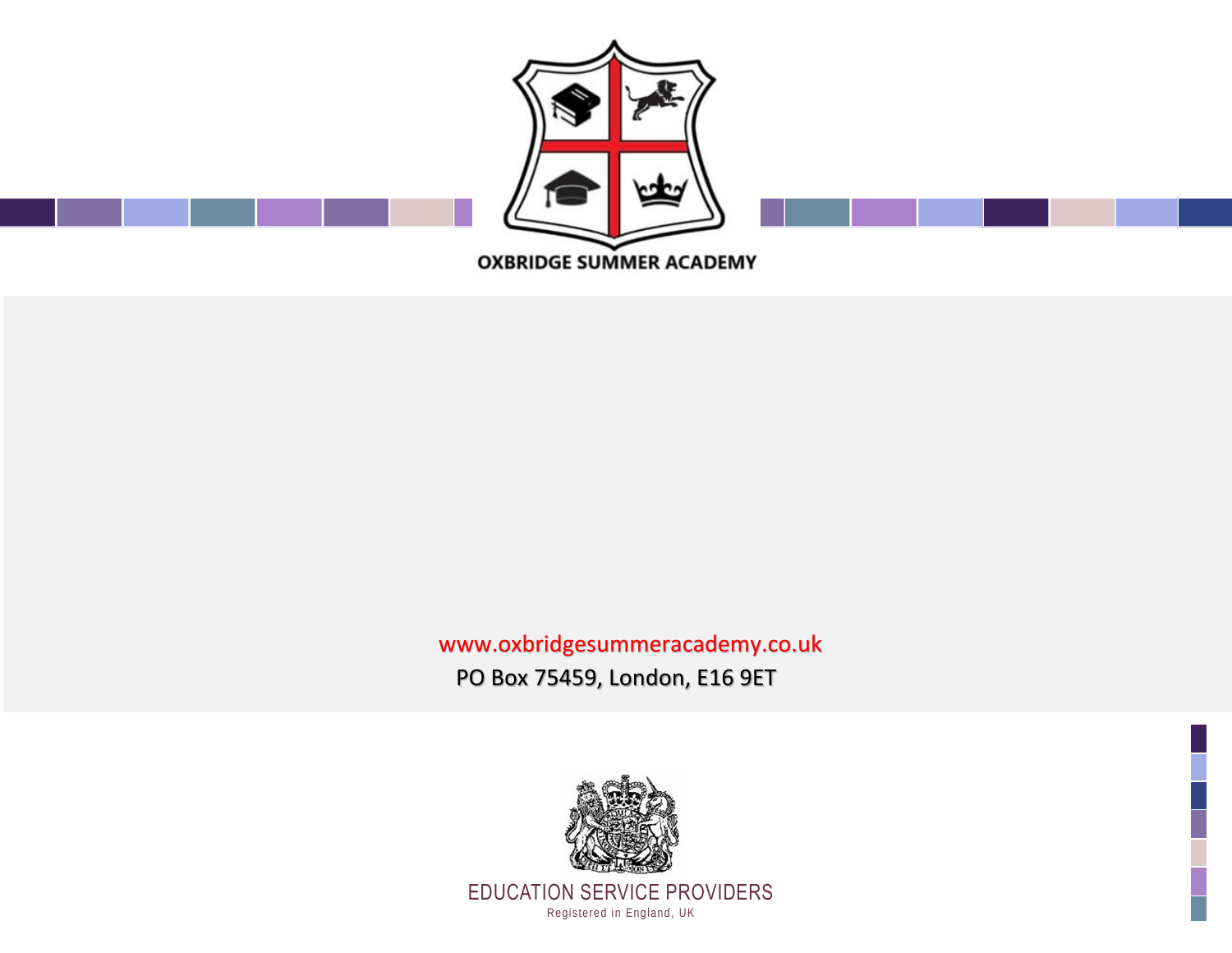OXBRIDGE SUMMER ACADEMY

www.oxbridgesummeracademy.co.uk

PO Box 75459, London, E16 9ET

EDUCATION SERVICE PROVIDERS

Registered in England, UK